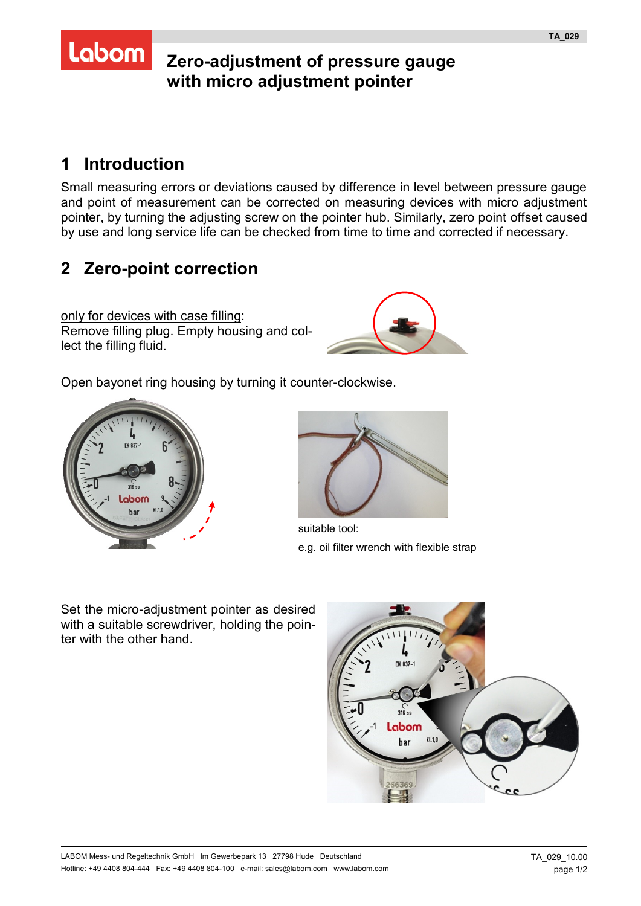# Zero-adjustment of pressure gauge with micro adjustment pointer

## 1 Introduction

Small measuring errors or deviations caused by difference in level between pressure gauge and point of measurement can be corrected on measuring devices with micro adjustment pointer, by turning the adjusting screw on the pointer hub. Similarly, zero point offset caused by use and long service life can be checked from time to time and corrected if necessary.

## 2 Zero-point correction

only for devices with case filling:
Remove filling plug. Empty housing and collect the filling fluid.

Open bayonet ring housing by turning it counter-clockwise.

suitable tool:

e.g. oil filter wrench with flexible strap

Set the micro-adjustment pointer as desired with a suitable screwdriver, holding the pointer with the other hand.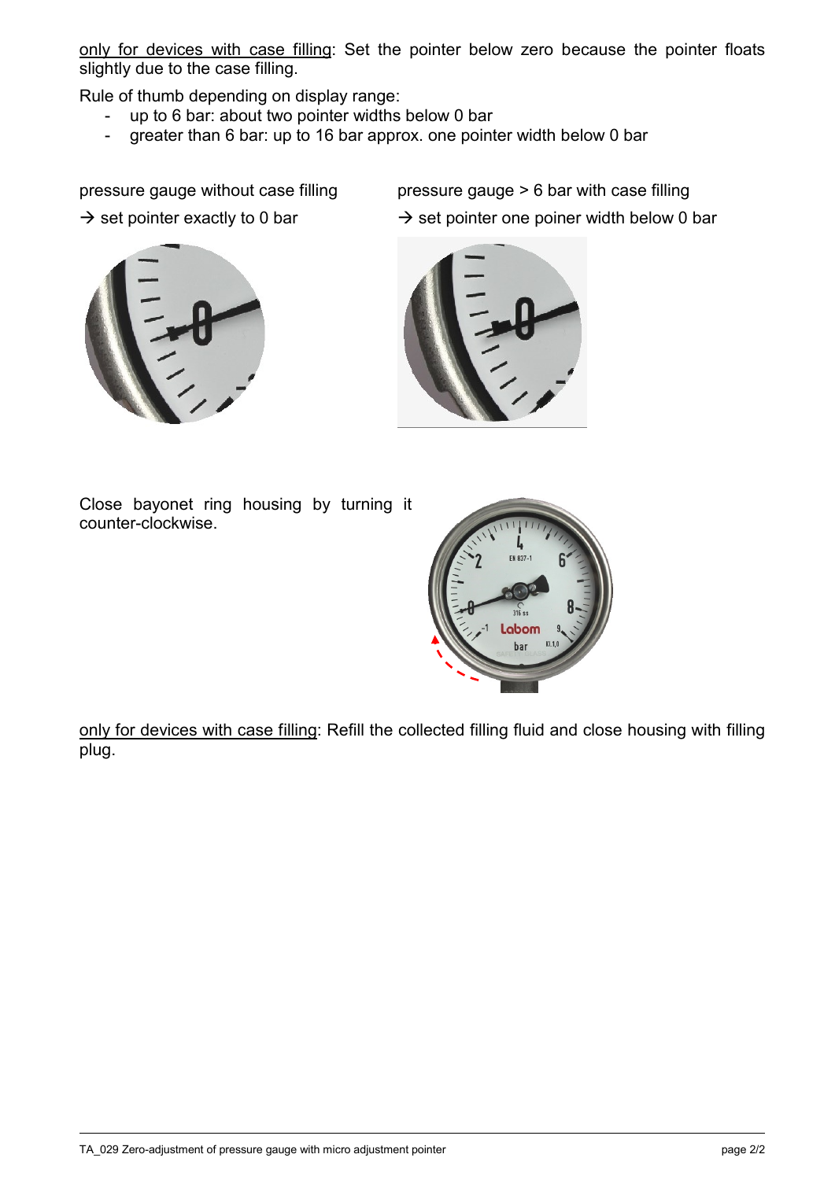only for devices with case filling: Set the pointer below zero because the pointer floats slightly due to the case filling.

Rule of thumb depending on display range:

- up to 6 bar: about two pointer widths below 0 bar
- greater than 6 bar: up to 16 bar approx. one pointer width below 0 bar

pressure gauge without case filling

→ set pointer exactly to 0 bar

pressure gauge > 6 bar with case filling

→ set pointer one poiner width below 0 bar

Close bayonet ring housing by turning it counter-clockwise.

only for devices with case filling: Refill the collected filling fluid and close housing with filling plug.